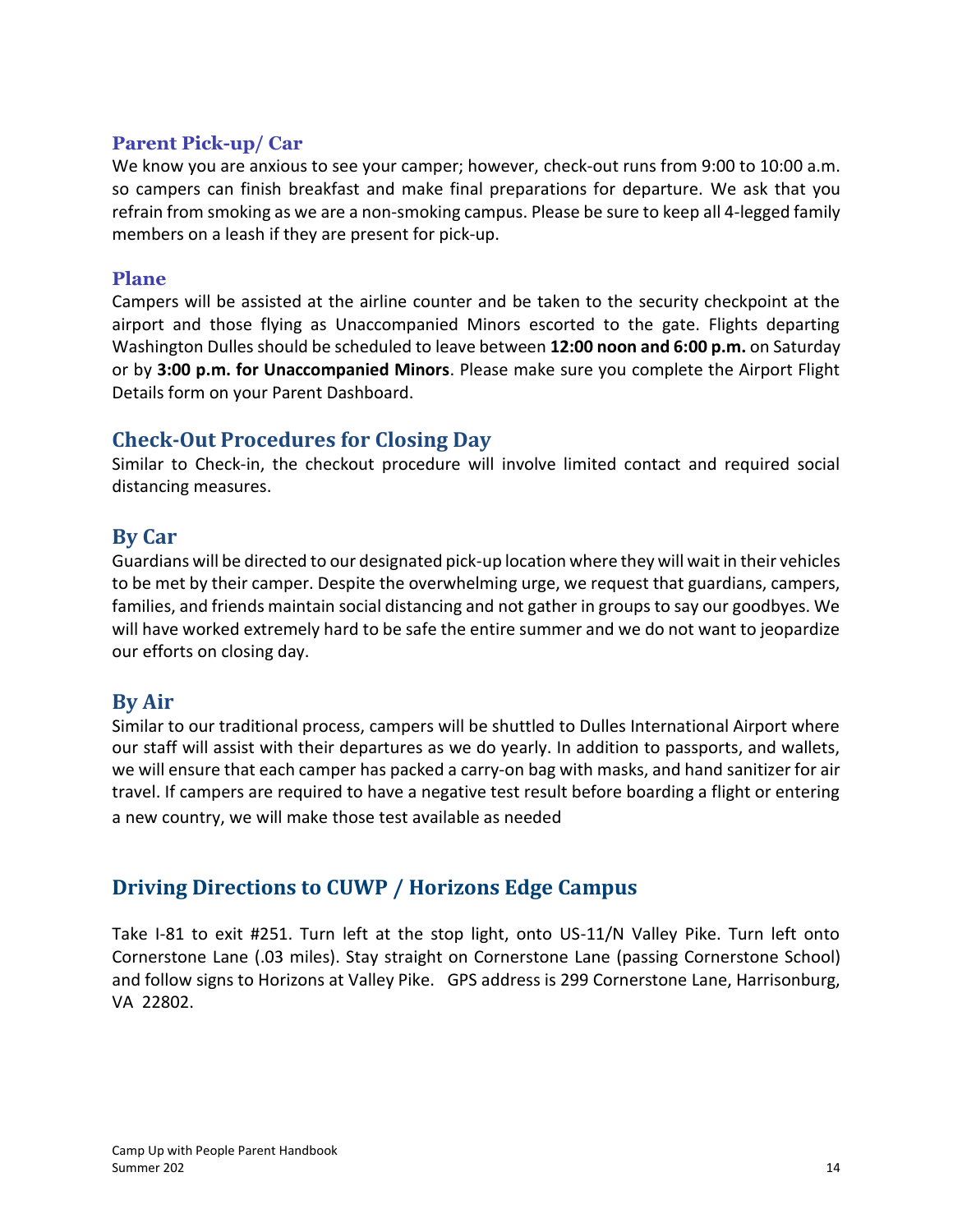### Parent Pick-up/ Car

We know you are anxious to see your camper; however, check-out runs from 9:00 to 10:00 a.m. so campers can finish breakfast and make final preparations for departure. We ask that you refrain from smoking as we are a non-smoking campus. Please be sure to keep all 4-legged family members on a leash if they are present for pick-up.

### Plane

Campers will be assisted at the airline counter and be taken to the security checkpoint at the airport and those flying as Unaccompanied Minors escorted to the gate. Flights departing Washington Dulles should be scheduled to leave between **12:00 noon and 6:00 p.m.** on Saturday or by **3:00 p.m. for Unaccompanied Minors**. Please make sure you complete the Airport Flight Details form on your Parent Dashboard.

## Check-Out Procedures for Closing Day

Similar to Check-in, the checkout procedure will involve limited contact and required social distancing measures.

## By Car

Guardians will be directed to our designated pick-up location where they will wait in their vehicles to be met by their camper. Despite the overwhelming urge, we request that guardians, campers, families, and friends maintain social distancing and not gather in groups to say our goodbyes. We will have worked extremely hard to be safe the entire summer and we do not want to jeopardize our efforts on closing day.

## By Air

Similar to our traditional process, campers will be shuttled to Dulles International Airport where our staff will assist with their departures as we do yearly. In addition to passports, and wallets, we will ensure that each camper has packed a carry-on bag with masks, and hand sanitizer for air travel. If campers are required to have a negative test result before boarding a flight or entering a new country, we will make those test available as needed

## Driving Directions to CUWP / Horizons Edge Campus

Take I-81 to exit #251. Turn left at the stop light, onto US-11/N Valley Pike. Turn left onto Cornerstone Lane (.03 miles). Stay straight on Cornerstone Lane (passing Cornerstone School) and follow signs to Horizons at Valley Pike. GPS address is 299 Cornerstone Lane, Harrisonburg, VA 22802.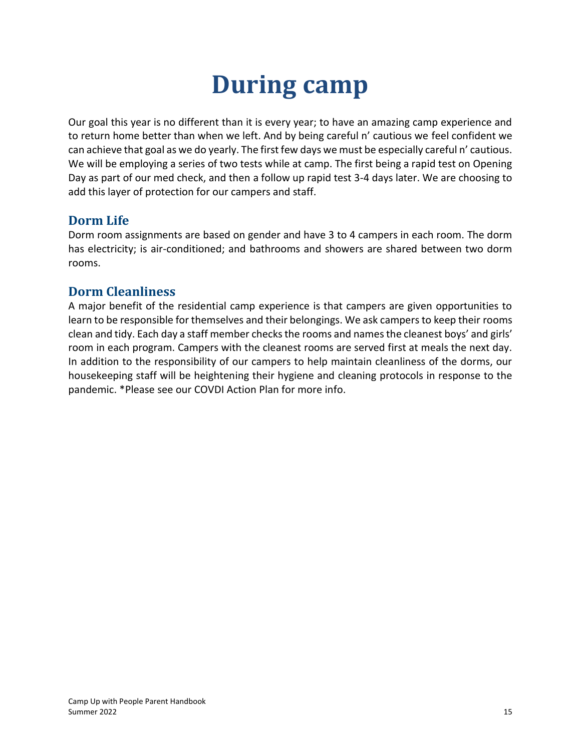# During camp

Our goal this year is no different than it is every year; to have an amazing camp experience and to return home better than when we left. And by being careful n' cautious we feel confident we can achieve that goal as we do yearly. The first few days we must be especially careful n' cautious. We will be employing a series of two tests while at camp. The first being a rapid test on Opening Day as part of our med check, and then a follow up rapid test 3-4 days later. We are choosing to add this layer of protection for our campers and staff.

## Dorm Life

Dorm room assignments are based on gender and have 3 to 4 campers in each room. The dorm has electricity; is air-conditioned; and bathrooms and showers are shared between two dorm rooms.

## Dorm Cleanliness

A major benefit of the residential camp experience is that campers are given opportunities to learn to be responsible for themselves and their belongings. We ask campers to keep their rooms clean and tidy. Each day a staff member checks the rooms and names the cleanest boys' and girls' room in each program. Campers with the cleanest rooms are served first at meals the next day. In addition to the responsibility of our campers to help maintain cleanliness of the dorms, our housekeeping staff will be heightening their hygiene and cleaning protocols in response to the pandemic. *Please see our COVDI Action Plan for more info.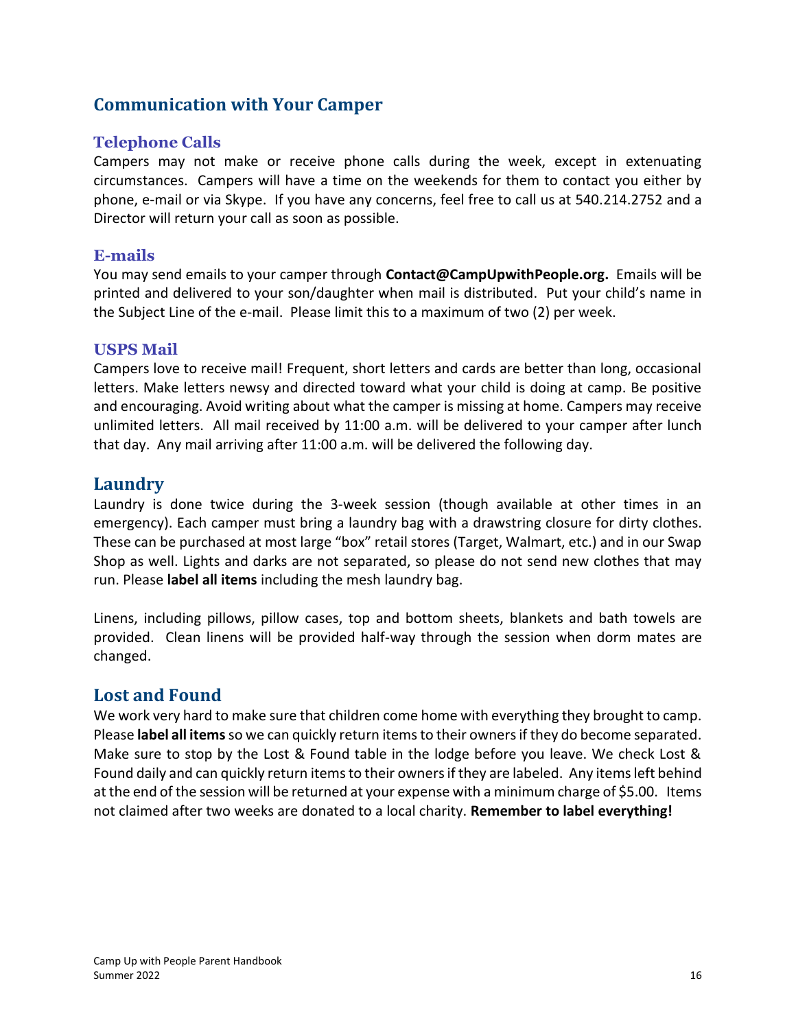## Communication with Your Camper

### Telephone Calls

Campers may not make or receive phone calls during the week, except in extenuating circumstances. Campers will have a time on the weekends for them to contact you either by phone, e-mail or via Skype. If you have any concerns, feel free to call us at 540.214.2752 and a Director will return your call as soon as possible.

### E-mails

You may send emails to your camper through **Contact@CampUpwithPeople.org.** Emails will be printed and delivered to your son/daughter when mail is distributed. Put your child's name in the Subject Line of the e-mail. Please limit this to a maximum of two (2) per week.

### USPS Mail

Campers love to receive mail! Frequent, short letters and cards are better than long, occasional letters. Make letters newsy and directed toward what your child is doing at camp. Be positive and encouraging. Avoid writing about what the camper is missing at home. Campers may receive unlimited letters. All mail received by 11:00 a.m. will be delivered to your camper after lunch that day. Any mail arriving after 11:00 a.m. will be delivered the following day.

## Laundry

Laundry is done twice during the 3-week session (though available at other times in an emergency). Each camper must bring a laundry bag with a drawstring closure for dirty clothes. These can be purchased at most large "box" retail stores (Target, Walmart, etc.) and in our Swap Shop as well. Lights and darks are not separated, so please do not send new clothes that may run. Please **label all items** including the mesh laundry bag.

Linens, including pillows, pillow cases, top and bottom sheets, blankets and bath towels are provided. Clean linens will be provided half-way through the session when dorm mates are changed.

## Lost and Found

We work very hard to make sure that children come home with everything they brought to camp. Please **label all items** so we can quickly return items to their owners if they do become separated. Make sure to stop by the Lost & Found table in the lodge before you leave. We check Lost & Found daily and can quickly return items to their owners if they are labeled. Any items left behind at the end of the session will be returned at your expense with a minimum charge of $5.00. Items not claimed after two weeks are donated to a local charity. **Remember to label everything!**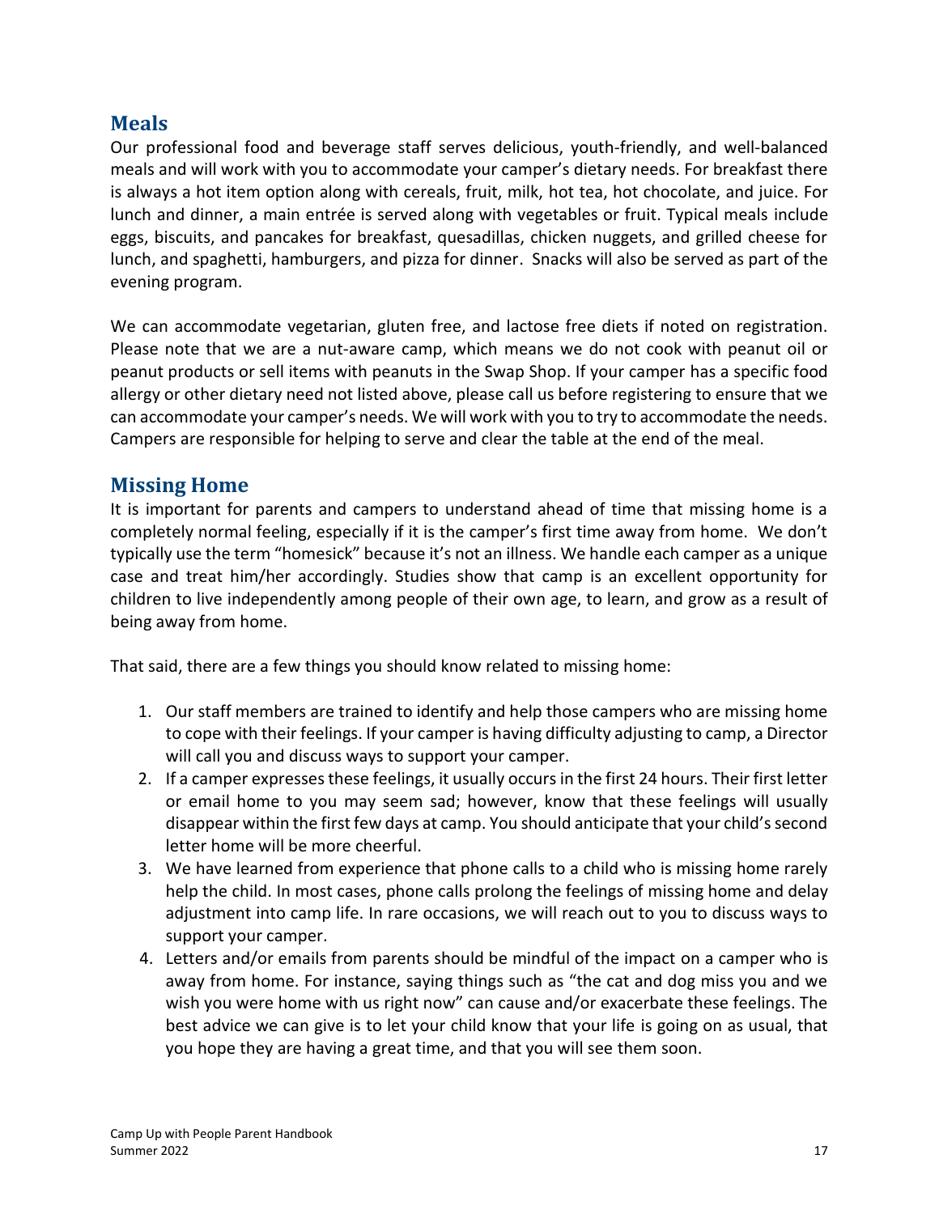## Meals

Our professional food and beverage staff serves delicious, youth-friendly, and well-balanced meals and will work with you to accommodate your camper's dietary needs. For breakfast there is always a hot item option along with cereals, fruit, milk, hot tea, hot chocolate, and juice. For lunch and dinner, a main entrée is served along with vegetables or fruit. Typical meals include eggs, biscuits, and pancakes for breakfast, quesadillas, chicken nuggets, and grilled cheese for lunch, and spaghetti, hamburgers, and pizza for dinner. Snacks will also be served as part of the evening program.

We can accommodate vegetarian, gluten free, and lactose free diets if noted on registration. Please note that we are a nut-aware camp, which means we do not cook with peanut oil or peanut products or sell items with peanuts in the Swap Shop. If your camper has a specific food allergy or other dietary need not listed above, please call us before registering to ensure that we can accommodate your camper's needs. We will work with you to try to accommodate the needs. Campers are responsible for helping to serve and clear the table at the end of the meal.

## Missing Home

It is important for parents and campers to understand ahead of time that missing home is a completely normal feeling, especially if it is the camper's first time away from home. We don't typically use the term "homesick" because it's not an illness. We handle each camper as a unique case and treat him/her accordingly. Studies show that camp is an excellent opportunity for children to live independently among people of their own age, to learn, and grow as a result of being away from home.

That said, there are a few things you should know related to missing home:

1. Our staff members are trained to identify and help those campers who are missing home to cope with their feelings. If your camper is having difficulty adjusting to camp, a Director will call you and discuss ways to support your camper.
2. If a camper expresses these feelings, it usually occurs in the first 24 hours. Their first letter or email home to you may seem sad; however, know that these feelings will usually disappear within the first few days at camp. You should anticipate that your child's second letter home will be more cheerful.
3. We have learned from experience that phone calls to a child who is missing home rarely help the child. In most cases, phone calls prolong the feelings of missing home and delay adjustment into camp life. In rare occasions, we will reach out to you to discuss ways to support your camper.
4. Letters and/or emails from parents should be mindful of the impact on a camper who is away from home. For instance, saying things such as "the cat and dog miss you and we wish you were home with us right now" can cause and/or exacerbate these feelings. The best advice we can give is to let your child know that your life is going on as usual, that you hope they are having a great time, and that you will see them soon.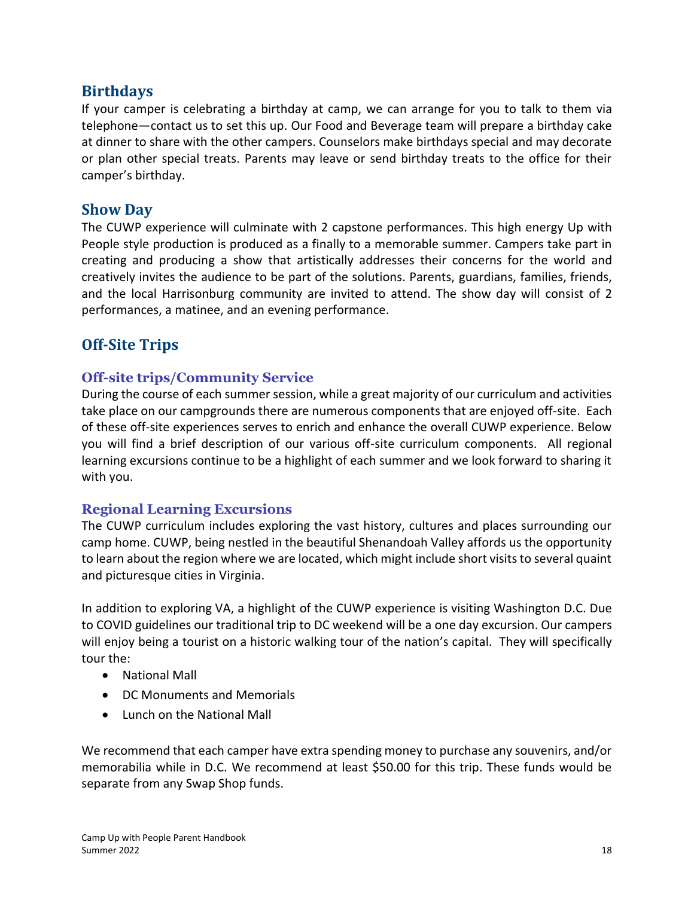## Birthdays

If your camper is celebrating a birthday at camp, we can arrange for you to talk to them via telephone—contact us to set this up. Our Food and Beverage team will prepare a birthday cake at dinner to share with the other campers. Counselors make birthdays special and may decorate or plan other special treats. Parents may leave or send birthday treats to the office for their camper's birthday.

## Show Day

The CUWP experience will culminate with 2 capstone performances. This high energy Up with People style production is produced as a finally to a memorable summer. Campers take part in creating and producing a show that artistically addresses their concerns for the world and creatively invites the audience to be part of the solutions. Parents, guardians, families, friends, and the local Harrisonburg community are invited to attend. The show day will consist of 2 performances, a matinee, and an evening performance.

## Off-Site Trips

### Off-site trips/Community Service

During the course of each summer session, while a great majority of our curriculum and activities take place on our campgrounds there are numerous components that are enjoyed off-site. Each of these off-site experiences serves to enrich and enhance the overall CUWP experience. Below you will find a brief description of our various off-site curriculum components. All regional learning excursions continue to be a highlight of each summer and we look forward to sharing it with you.

### Regional Learning Excursions

The CUWP curriculum includes exploring the vast history, cultures and places surrounding our camp home. CUWP, being nestled in the beautiful Shenandoah Valley affords us the opportunity to learn about the region where we are located, which might include short visits to several quaint and picturesque cities in Virginia.

In addition to exploring VA, a highlight of the CUWP experience is visiting Washington D.C. Due to COVID guidelines our traditional trip to DC weekend will be a one day excursion. Our campers will enjoy being a tourist on a historic walking tour of the nation's capital. They will specifically tour the:

- National Mall
- DC Monuments and Memorials
- Lunch on the National Mall

We recommend that each camper have extra spending money to purchase any souvenirs, and/or memorabilia while in D.C. We recommend at least $50.00 for this trip. These funds would be separate from any Swap Shop funds.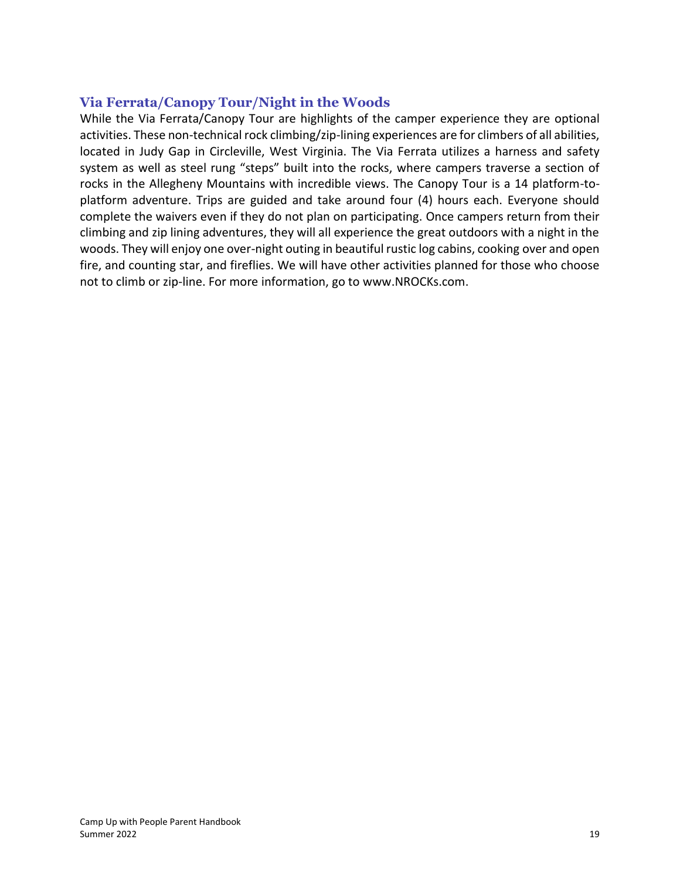## Via Ferrata/Canopy Tour/Night in the Woods

While the Via Ferrata/Canopy Tour are highlights of the camper experience they are optional activities. These non-technical rock climbing/zip-lining experiences are for climbers of all abilities, located in Judy Gap in Circleville, West Virginia. The Via Ferrata utilizes a harness and safety system as well as steel rung "steps" built into the rocks, where campers traverse a section of rocks in the Allegheny Mountains with incredible views. The Canopy Tour is a 14 platform-to-platform adventure. Trips are guided and take around four (4) hours each. Everyone should complete the waivers even if they do not plan on participating. Once campers return from their climbing and zip lining adventures, they will all experience the great outdoors with a night in the woods. They will enjoy one over-night outing in beautiful rustic log cabins, cooking over and open fire, and counting star, and fireflies. We will have other activities planned for those who choose not to climb or zip-line. For more information, go to www.NROCKs.com.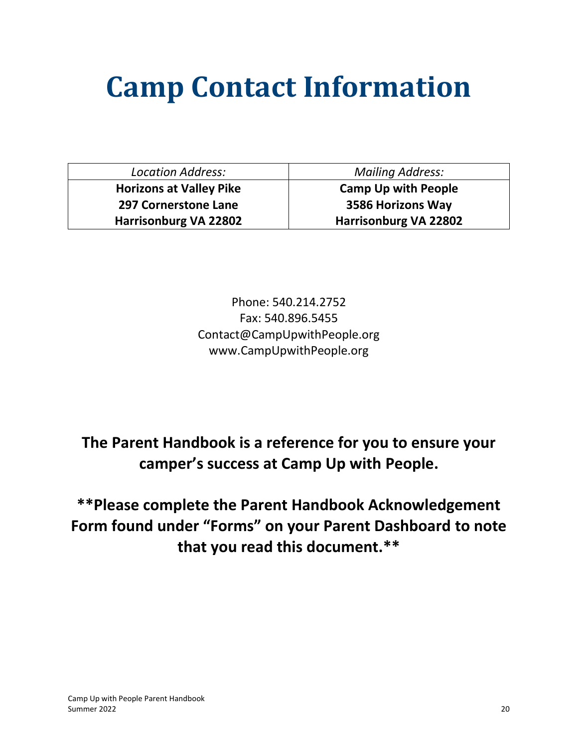# Camp Contact Information

| *Location Address:* | *Mailing Address:* |
| --- | --- |
| **Horizons at Valley Pike**<br>**297 Cornerstone Lane**<br>**Harrisonburg VA 22802** | **Camp Up with People**<br>**3586 Horizons Way**<br>**Harrisonburg VA 22802** |

Phone: 540.214.2752
Fax: 540.896.5455
Contact@CampUpwithPeople.org
www.CampUpwithPeople.org

**The Parent Handbook is a reference for you to ensure your camper's success at Camp Up with People.**

****Please complete the Parent Handbook Acknowledgement Form found under "Forms" on your Parent Dashboard to note that you read this document.****